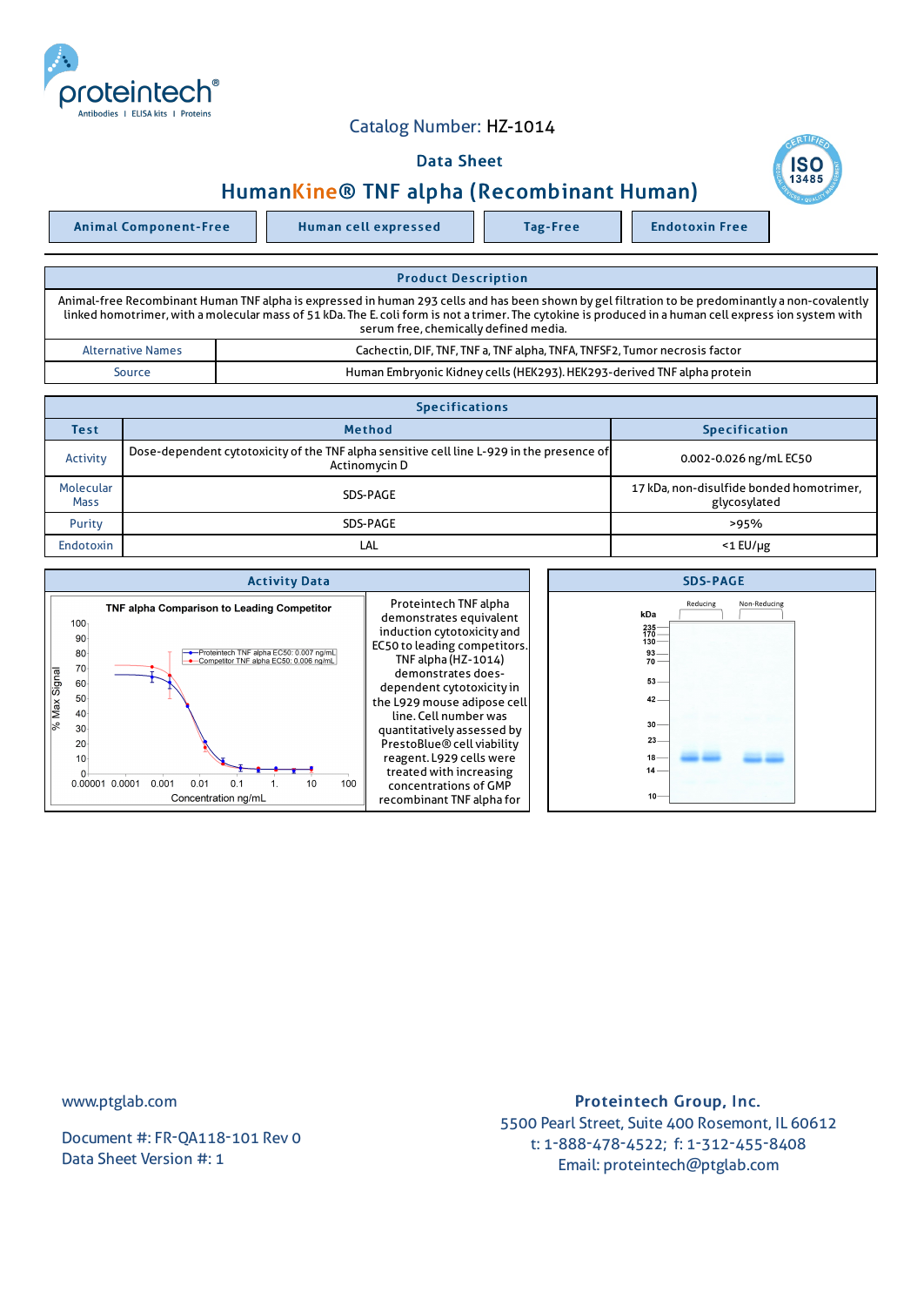proteintech®
Antibodies | ELISA kits | Proteins

Catalog Number: HZ-1014

Data Sheet

# HumanKine® TNF alpha (Recombinant Human)

Animal Component-Free | Human cell expressed | Tag-Free | Endotoxin Free

| Product Description | |
|---|---|
| Animal-free Recombinant Human TNF alpha is expressed in human 293 cells and has been shown by gel filtration to be predominantly a non-covalently linked homotrimer, with a molecular mass of 51 kDa. The E. coli form is not a trimer. The cytokine is produced in a human cell express ion system with serum free, chemically defined media. | |
| Alternative Names | Cachectin, DIF, TNF, TNF a, TNF alpha, TNFA, TNFSF2, Tumor necrosis factor |
| Source | Human Embryonic Kidney cells (HEK293). HEK293-derived TNF alpha protein |

| Specifications | | |
|---|---|---|
| Test | Method | Specification |
| Activity | Dose-dependent cytotoxicity of the TNF alpha sensitive cell line L-929 in the presence of Actinomycin D | 0.002-0.026 ng/mL EC50 |
| Molecular Mass | SDS-PAGE | 17 kDa, non-disulfide bonded homotrimer, glycosylated |
| Purity | SDS-PAGE | >95% |
| Endotoxin | LAL | <1 EU/μg |

## Activity Data

TNF alpha Comparison to Leading Competitor

Proteintech TNF alpha EC50: 0.007 ng/mL
Competitor TNF alpha EC50: 0.006 ng/mL

Proteintech TNF alpha demonstrates equivalent induction cytotoxicity and EC50 to leading competitors. TNF alpha (HZ-1014) demonstrates dose-dependent cytotoxicity in the L929 mouse adipose cell line. Cell number was quantitatively assessed by PrestoBlue® cell viability reagent. L929 cells were treated with increasing concentrations of GMP recombinant TNF alpha for

## SDS-PAGE

www.ptglab.com

Document #: FR-QA118-101 Rev 0
Data Sheet Version #: 1

**Proteintech Group, Inc.**
5500 Pearl Street, Suite 400 Rosemont, IL 60612
t: 1-888-478-4522; f: 1-312-455-8408
Email: proteintech@ptglab.com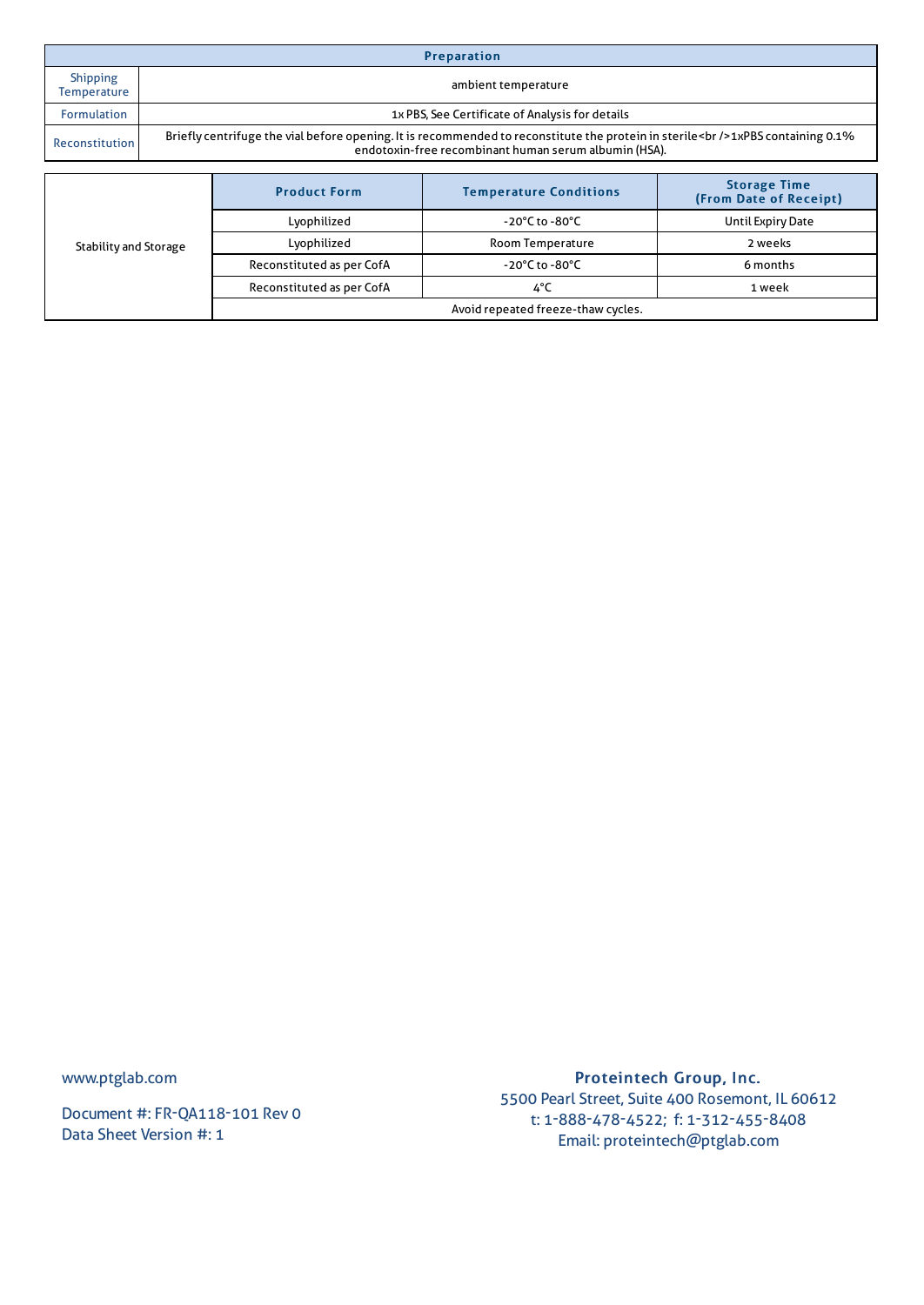| Preparation | |
|---|---|
| Shipping Temperature | ambient temperature |
| Formulation | 1x PBS, See Certificate of Analysis for details |
| Reconstitution | Briefly centrifuge the vial before opening. It is recommended to reconstitute the protein in sterile<br />1xPBS containing 0.1% endotoxin-free recombinant human serum albumin (HSA). |

| | Product Form | Temperature Conditions | Storage Time (From Date of Receipt) |
|---|---|---|---|
| Stability and Storage | Lyophilized | -20°C to -80°C | Until Expiry Date |
| | Lyophilized | Room Temperature | 2 weeks |
| | Reconstituted as per CofA | -20°C to -80°C | 6 months |
| | Reconstituted as per CofA | 4°C | 1 week |
| | Avoid repeated freeze-thaw cycles. | | |

www.ptglab.com

Document #: FR-QA118-101 Rev 0
Data Sheet Version #: 1

**Proteintech Group, Inc.**
5500 Pearl Street, Suite 400 Rosemont, IL 60612
t: 1-888-478-4522; f: 1-312-455-8408
Email: proteintech@ptglab.com